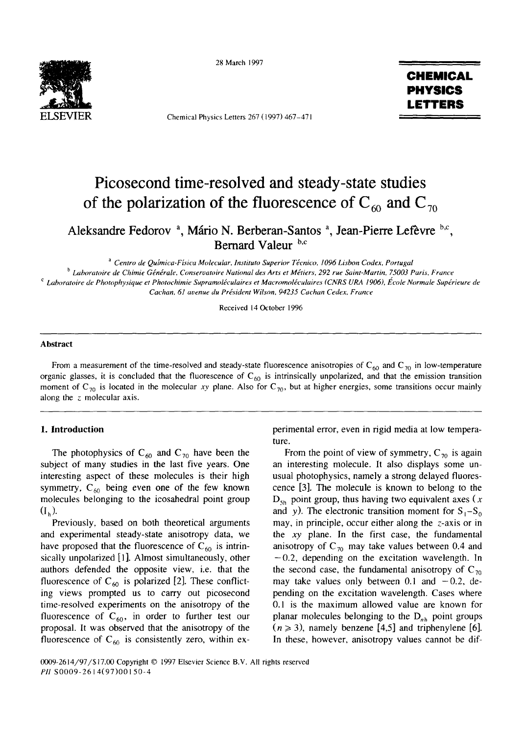# Picosecond time-resolved and steady-state studies of the polarization of the fluorescence of $C_{60}$ and $C_{70}$

Aleksandre Fedorov [a], Mário N. Berberan-Santos [a], Jean-Pierre Lefèvre [b,c], Bernard Valeur [b,c]

[a] Centro de Química-Física Molecular, Instituto Superior Técnico, 1096 Lisbon Codex, Portugal

[b] Laboratoire de Chimie Générale, Conservatoire National des Arts et Métiers, 292 rue Saint-Martin, 75003 Paris, France

[c] Laboratoire de Photophysique et Photochimie Supramoléculaires et Macromoléculaires (CNRS URA 1906), École Normale Supérieure de Cachan, 61 avenue du Président Wilson, 94235 Cachan Cedex, France

Received 14 October 1996

## Abstract

From a measurement of the time-resolved and steady-state fluorescence anisotropies of $C_{60}$ and $C_{70}$ in low-temperature organic glasses, it is concluded that the fluorescence of $C_{60}$ is intrinsically unpolarized, and that the emission transition moment of $C_{70}$ is located in the molecular $xy$ plane. Also for $C_{70}$, but at higher energies, some transitions occur mainly along the $z$ molecular axis.

## 1. Introduction

The photophysics of $C_{60}$ and $C_{70}$ have been the subject of many studies in the last five years. One interesting aspect of these molecules is their high symmetry, $C_{60}$ being even one of the few known molecules belonging to the icosahedral point group ($I_h$).

Previously, based on both theoretical arguments and experimental steady-state anisotropy data, we have proposed that the fluorescence of $C_{60}$ is intrinsically unpolarized [1]. Almost simultaneously, other authors defended the opposite view, i.e. that the fluorescence of $C_{60}$ is polarized [2]. These conflicting views prompted us to carry out picosecond time-resolved experiments on the anisotropy of the fluorescence of $C_{60}$, in order to further test our proposal. It was observed that the anisotropy of the fluorescence of $C_{60}$ is consistently zero, within experimental error, even in rigid media at low temperature.

From the point of view of symmetry, $C_{70}$ is again an interesting molecule. It also displays some unusual photophysics, namely a strong delayed fluorescence [3]. The molecule is known to belong to the $D_{5h}$ point group, thus having two equivalent axes ($x$ and $y$). The electronic transition moment for $S_1$–$S_0$ may, in principle, occur either along the $z$-axis or in the $xy$ plane. In the first case, the fundamental anisotropy of $C_{70}$ may take values between 0.4 and $-0.2$, depending on the excitation wavelength. In the second case, the fundamental anisotropy of $C_{70}$ may take values only between 0.1 and $-0.2$, depending on the excitation wavelength. Cases where 0.1 is the maximum allowed value are known for planar molecules belonging to the $D_{nh}$ point groups ($n \geqslant 3$), namely benzene [4,5] and triphenylene [6]. In these, however, anisotropy values cannot be dif-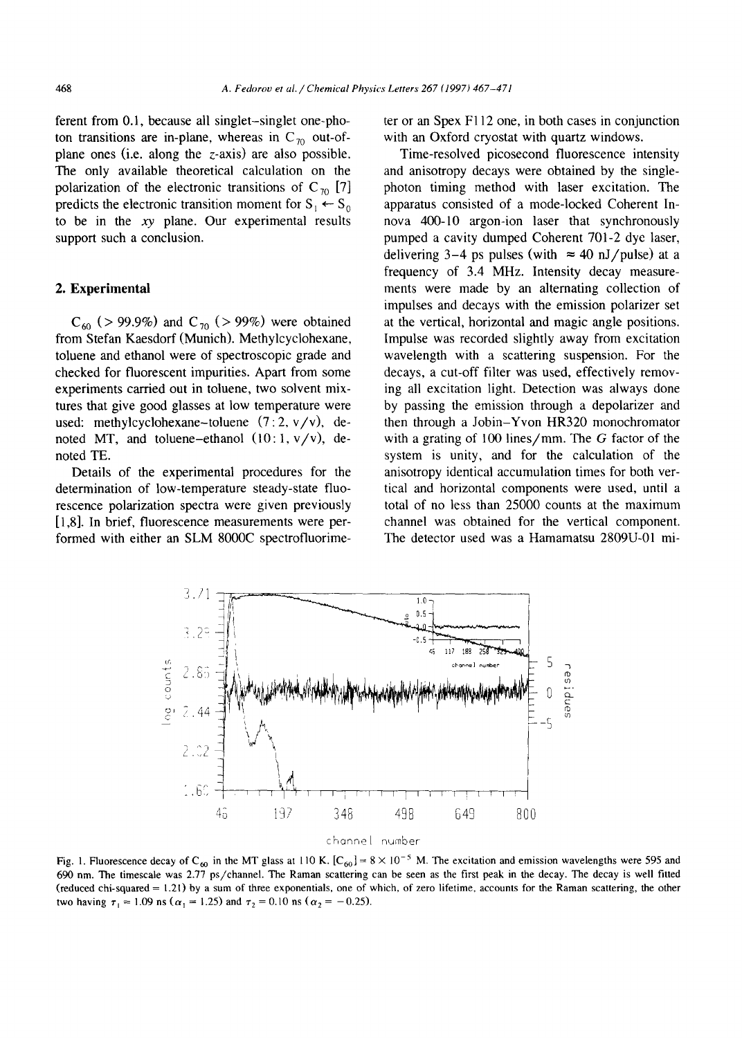ferent from 0.1, because all singlet–singlet one-photon transitions are in-plane, whereas in $C_{70}$ out-of-plane ones (i.e. along the $z$-axis) are also possible. The only available theoretical calculation on the polarization of the electronic transitions of $C_{70}$ [7] predicts the electronic transition moment for $S_1 \leftarrow S_0$ to be in the $xy$ plane. Our experimental results support such a conclusion.

## 2. Experimental

$C_{60}$ (> 99.9%) and $C_{70}$ (> 99%) were obtained from Stefan Kaesdorf (Munich). Methylcyclohexane, toluene and ethanol were of spectroscopic grade and checked for fluorescent impurities. Apart from some experiments carried out in toluene, two solvent mixtures that give good glasses at low temperature were used: methylcyclohexane–toluene (7 : 2, v/v), denoted MT, and toluene–ethanol (10 : 1, v/v), denoted TE.

Details of the experimental procedures for the determination of low-temperature steady-state fluorescence polarization spectra were given previously [1,8]. In brief, fluorescence measurements were performed with either an SLM 8000C spectrofluorimeter or an Spex F112 one, in both cases in conjunction with an Oxford cryostat with quartz windows.

Time-resolved picosecond fluorescence intensity and anisotropy decays were obtained by the single-photon timing method with laser excitation. The apparatus consisted of a mode-locked Coherent Innova 400-10 argon-ion laser that synchronously pumped a cavity dumped Coherent 701-2 dye laser, delivering 3–4 ps pulses (with ≈ 40 nJ/pulse) at a frequency of 3.4 MHz. Intensity decay measurements were made by an alternating collection of impulses and decays with the emission polarizer set at the vertical, horizontal and magic angle positions. Impulse was recorded slightly away from excitation wavelength with a scattering suspension. For the decays, a cut-off filter was used, effectively removing all excitation light. Detection was always done by passing the emission through a depolarizer and then through a Jobin–Yvon HR320 monochromator with a grating of 100 lines/mm. The $G$ factor of the system is unity, and for the calculation of the anisotropy identical accumulation times for both vertical and horizontal components were used, until a total of no less than 25000 counts at the maximum channel was obtained for the vertical component. The detector used was a Hamamatsu 2809U-01 mi-

Fig. 1. Fluorescence decay of $C_{60}$ in the MT glass at 110 K. $[C_{60}] = 8 \times 10^{-5}$ M. The excitation and emission wavelengths were 595 and 690 nm. The timescale was 2.77 ps/channel. The Raman scattering can be seen as the first peak in the decay. The decay is well fitted (reduced chi-squared = 1.21) by a sum of three exponentials, one of which, of zero lifetime, accounts for the Raman scattering, the other two having $\tau_1 = 1.09$ ns ($\alpha_1 = 1.25$) and $\tau_2 = 0.10$ ns ($\alpha_2 = -0.25$).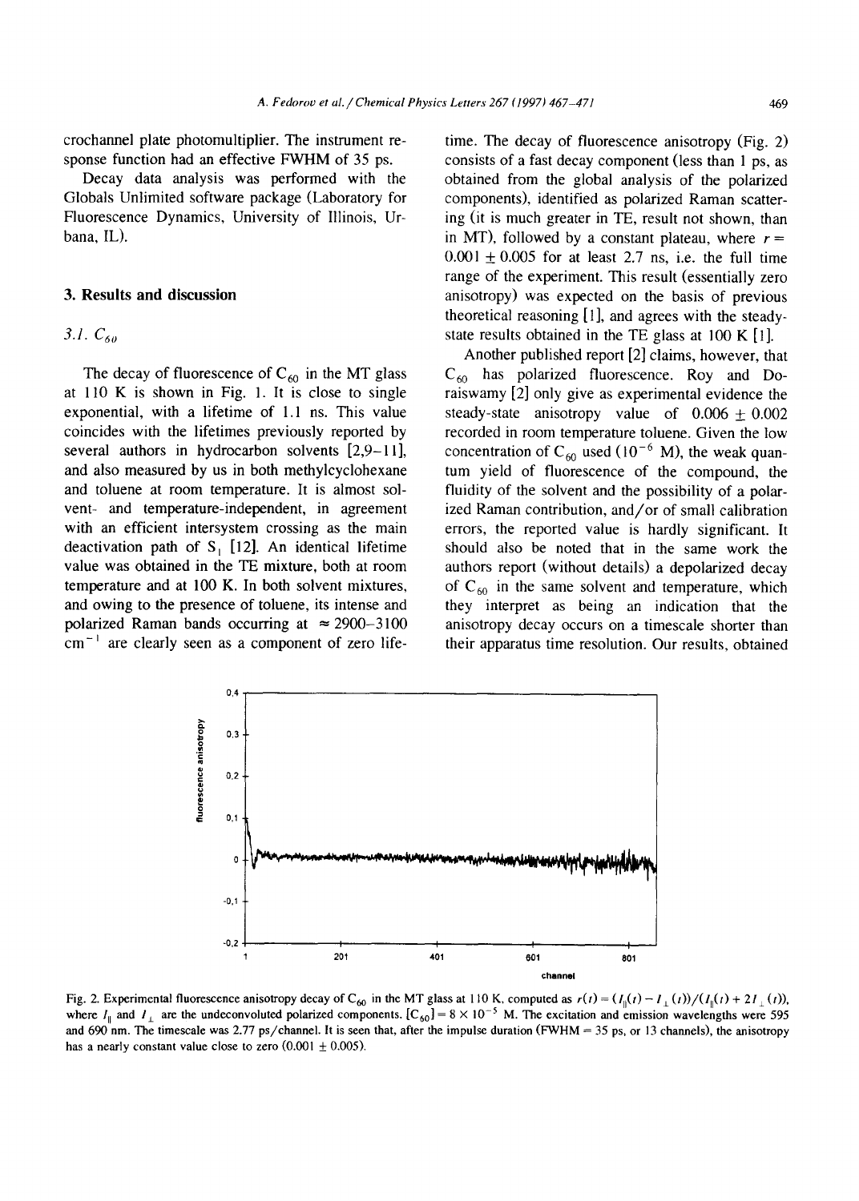crochannel plate photomultiplier. The instrument response function had an effective FWHM of 35 ps.

Decay data analysis was performed with the Globals Unlimited software package (Laboratory for Fluorescence Dynamics, University of Illinois, Urbana, IL).

## 3. Results and discussion

### 3.1. $C_{60}$

The decay of fluorescence of $C_{60}$ in the MT glass at 110 K is shown in Fig. 1. It is close to single exponential, with a lifetime of 1.1 ns. This value coincides with the lifetimes previously reported by several authors in hydrocarbon solvents [2,9–11], and also measured by us in both methylcyclohexane and toluene at room temperature. It is almost solvent- and temperature-independent, in agreement with an efficient intersystem crossing as the main deactivation path of $S_1$ [12]. An identical lifetime value was obtained in the TE mixture, both at room temperature and at 100 K. In both solvent mixtures, and owing to the presence of toluene, its intense and polarized Raman bands occurring at ≈ 2900–3100 $cm^{-1}$ are clearly seen as a component of zero lifetime. The decay of fluorescence anisotropy (Fig. 2) consists of a fast decay component (less than 1 ps, as obtained from the global analysis of the polarized components), identified as polarized Raman scattering (it is much greater in TE, result not shown, than in MT), followed by a constant plateau, where $r = 0.001 \pm 0.005$ for at least 2.7 ns, i.e. the full time range of the experiment. This result (essentially zero anisotropy) was expected on the basis of previous theoretical reasoning [1], and agrees with the steady-state results obtained in the TE glass at 100 K [1].

Another published report [2] claims, however, that $C_{60}$ has polarized fluorescence. Roy and Doraiswamy [2] only give as experimental evidence the steady-state anisotropy value of $0.006 \pm 0.002$ recorded in room temperature toluene. Given the low concentration of $C_{60}$ used ($10^{-6}$ M), the weak quantum yield of fluorescence of the compound, the fluidity of the solvent and the possibility of a polarized Raman contribution, and/or of small calibration errors, the reported value is hardly significant. It should also be noted that in the same work the authors report (without details) a depolarized decay of $C_{60}$ in the same solvent and temperature, which they interpret as being an indication that the anisotropy decay occurs on a timescale shorter than their apparatus time resolution. Our results, obtained

Fig. 2. Experimental fluorescence anisotropy decay of $C_{60}$ in the MT glass at 110 K, computed as $r(t) = (I_{\parallel}(t) - I_{\perp}(t))/(I_{\parallel}(t) + 2I_{\perp}(t))$, where $I_{\parallel}$ and $I_{\perp}$ are the undeconvoluted polarized components. $[C_{60}] = 8 \times 10^{-5}$ M. The excitation and emission wavelengths were 595 and 690 nm. The timescale was 2.77 ps/channel. It is seen that, after the impulse duration (FWHM = 35 ps, or 13 channels), the anisotropy has a nearly constant value close to zero ($0.001 \pm 0.005$).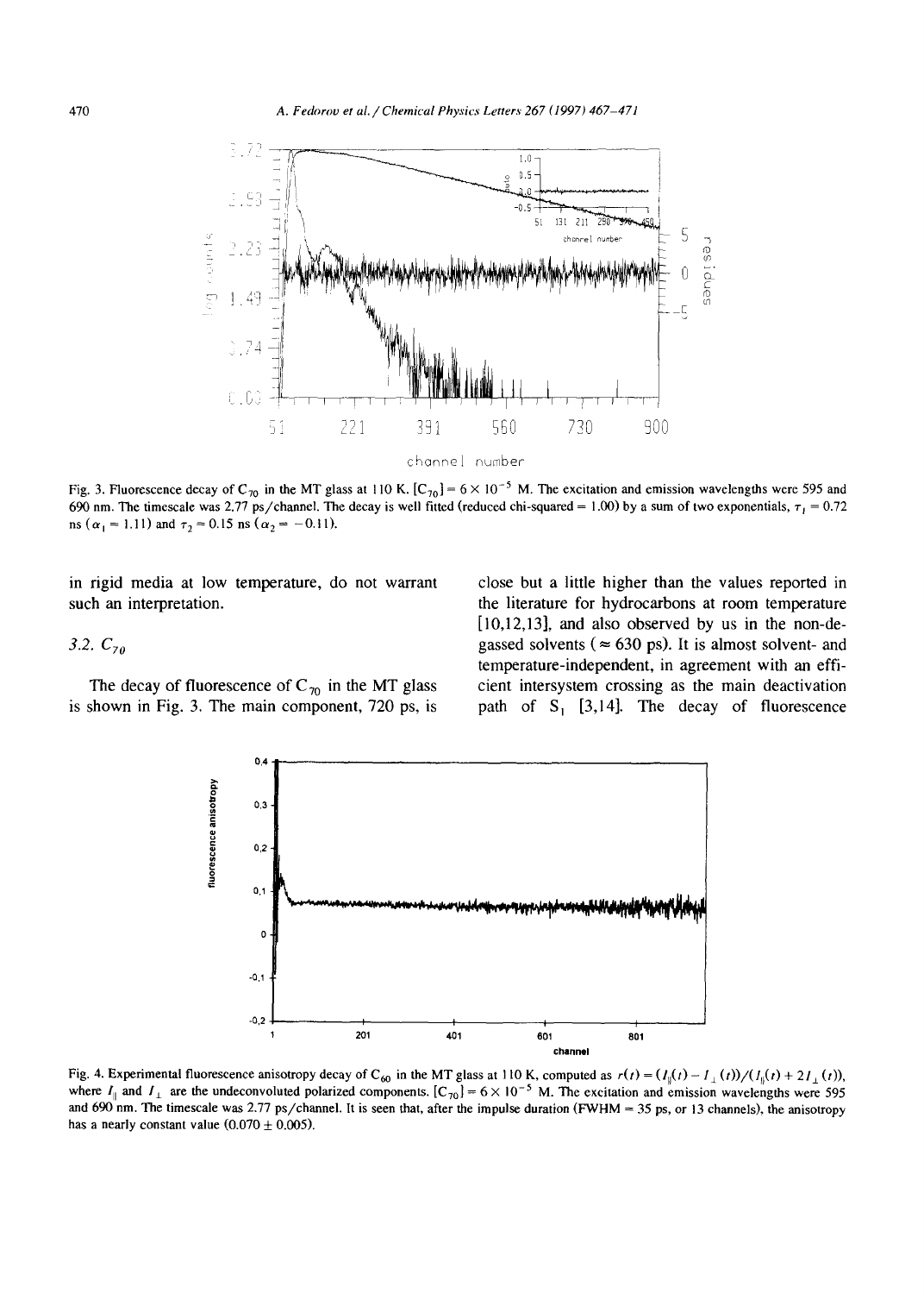Fig. 3. Fluorescence decay of $C_{70}$ in the MT glass at 110 K. $[C_{70}] = 6 \times 10^{-5}$ M. The excitation and emission wavelengths were 595 and 690 nm. The timescale was 2.77 ps/channel. The decay is well fitted (reduced chi-squared = 1.00) by a sum of two exponentials, $\tau_1 = 0.72$ ns ($\alpha_1 = 1.11$) and $\tau_2 = 0.15$ ns ($\alpha_2 = -0.11$).

in rigid media at low temperature, do not warrant such an interpretation.

### 3.2. $C_{70}$

The decay of fluorescence of $C_{70}$ in the MT glass is shown in Fig. 3. The main component, 720 ps, is close but a little higher than the values reported in the literature for hydrocarbons at room temperature [10,12,13], and also observed by us in the non-degassed solvents (≈ 630 ps). It is almost solvent- and temperature-independent, in agreement with an efficient intersystem crossing as the main deactivation path of $S_1$ [3,14]. The decay of fluorescence

Fig. 4. Experimental fluorescence anisotropy decay of $C_{60}$ in the MT glass at 110 K, computed as $r(t) = (I_{\parallel}(t) - I_{\perp}(t))/(I_{\parallel}(t) + 2I_{\perp}(t))$, where $I_{\parallel}$ and $I_{\perp}$ are the undeconvoluted polarized components. $[C_{70}] = 6 \times 10^{-5}$ M. The excitation and emission wavelengths were 595 and 690 nm. The timescale was 2.77 ps/channel. It is seen that, after the impulse duration (FWHM = 35 ps, or 13 channels), the anisotropy has a nearly constant value ($0.070 \pm 0.005$).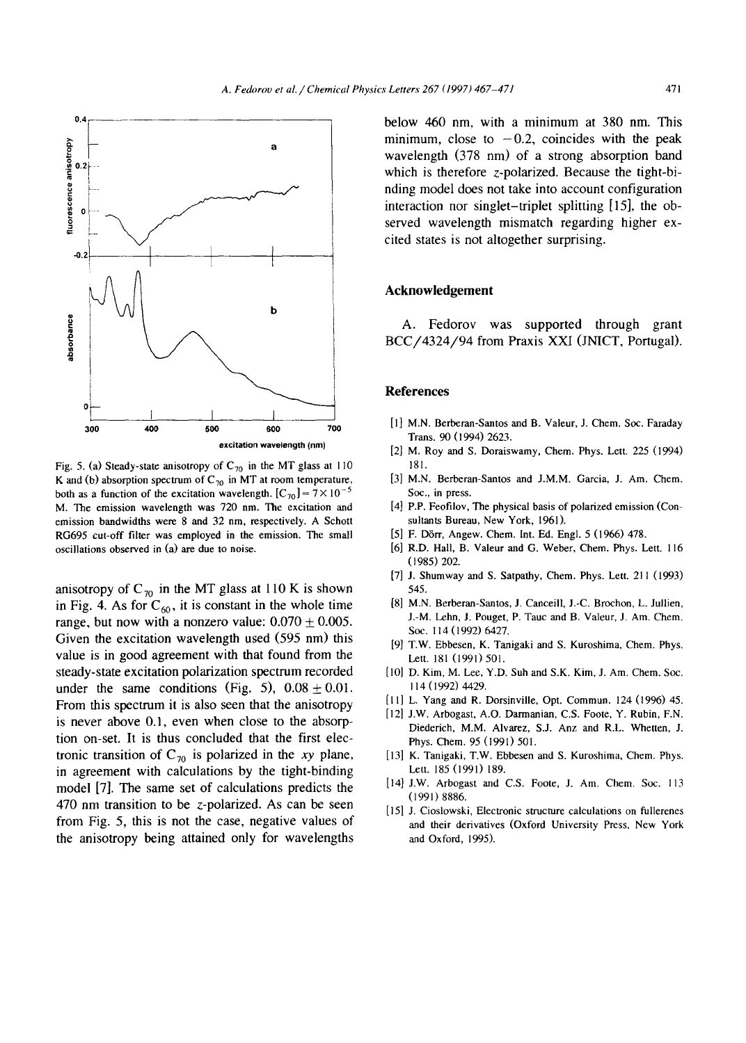0.4

a

fluorescence anisotropy

0.2

0

-0.2

b

absorbance

0

300

400

500

600

700

excitation wavelength (nm)

Fig. 5. (a) Steady-state anisotropy of $C_{70}$ in the MT glass at 110 K and (b) absorption spectrum of $C_{70}$ in MT at room temperature, both as a function of the excitation wavelength. $[C_{70}] = 7 \times 10^{-5}$ M. The emission wavelength was 720 nm. The excitation and emission bandwidths were 8 and 32 nm, respectively. A Schott RG695 cut-off filter was employed in the emission. The small oscillations observed in (a) are due to noise.

anisotropy of $C_{70}$ in the MT glass at 110 K is shown in Fig. 4. As for $C_{60}$, it is constant in the whole time range, but now with a nonzero value: $0.070 \pm 0.005$. Given the excitation wavelength used (595 nm) this value is in good agreement with that found from the steady-state excitation polarization spectrum recorded under the same conditions (Fig. 5), $0.08 \pm 0.01$. From this spectrum it is also seen that the anisotropy is never above 0.1, even when close to the absorption on-set. It is thus concluded that the first electronic transition of $C_{70}$ is polarized in the $xy$ plane, in agreement with calculations by the tight-binding model [7]. The same set of calculations predicts the 470 nm transition to be $z$-polarized. As can be seen from Fig. 5, this is not the case, negative values of the anisotropy being attained only for wavelengths below 460 nm, with a minimum at 380 nm. This minimum, close to $-0.2$, coincides with the peak wavelength (378 nm) of a strong absorption band which is therefore $z$-polarized. Because the tight-binding model does not take into account configuration interaction nor singlet–triplet splitting [15], the observed wavelength mismatch regarding higher excited states is not altogether surprising.

## Acknowledgement

A. Fedorov was supported through grant BCC/4324/94 from Praxis XXI (JNICT, Portugal).

## References

[1] M.N. Berberan-Santos and B. Valeur, J. Chem. Soc. Faraday Trans. 90 (1994) 2623.

[2] M. Roy and S. Doraiswamy, Chem. Phys. Lett. 225 (1994) 181.

[3] M.N. Berberan-Santos and J.M.M. Garcia, J. Am. Chem. Soc., in press.

[4] P.P. Feofilov, The physical basis of polarized emission (Consultants Bureau, New York, 1961).

[5] F. Dörr, Angew. Chem. Int. Ed. Engl. 5 (1966) 478.

[6] R.D. Hall, B. Valeur and G. Weber, Chem. Phys. Lett. 116 (1985) 202.

[7] J. Shumway and S. Satpathy, Chem. Phys. Lett. 211 (1993) 545.

[8] M.N. Berberan-Santos, J. Canceill, J.-C. Brochon, L. Jullien, J.-M. Lehn, J. Pouget, P. Tauc and B. Valeur, J. Am. Chem. Soc. 114 (1992) 6427.

[9] T.W. Ebbesen, K. Tanigaki and S. Kuroshima, Chem. Phys. Lett. 181 (1991) 501.

[10] D. Kim, M. Lee, Y.D. Suh and S.K. Kim, J. Am. Chem. Soc. 114 (1992) 4429.

[11] L. Yang and R. Dorsinville, Opt. Commun. 124 (1996) 45.

[12] J.W. Arbogast, A.O. Darmanian, C.S. Foote, Y. Rubin, F.N. Diederich, M.M. Alvarez, S.J. Anz and R.L. Whetten, J. Phys. Chem. 95 (1991) 501.

[13] K. Tanigaki, T.W. Ebbesen and S. Kuroshima, Chem. Phys. Lett. 185 (1991) 189.

[14] J.W. Arbogast and C.S. Foote, J. Am. Chem. Soc. 113 (1991) 8886.

[15] J. Cioslowski, Electronic structure calculations on fullerenes and their derivatives (Oxford University Press, New York and Oxford, 1995).